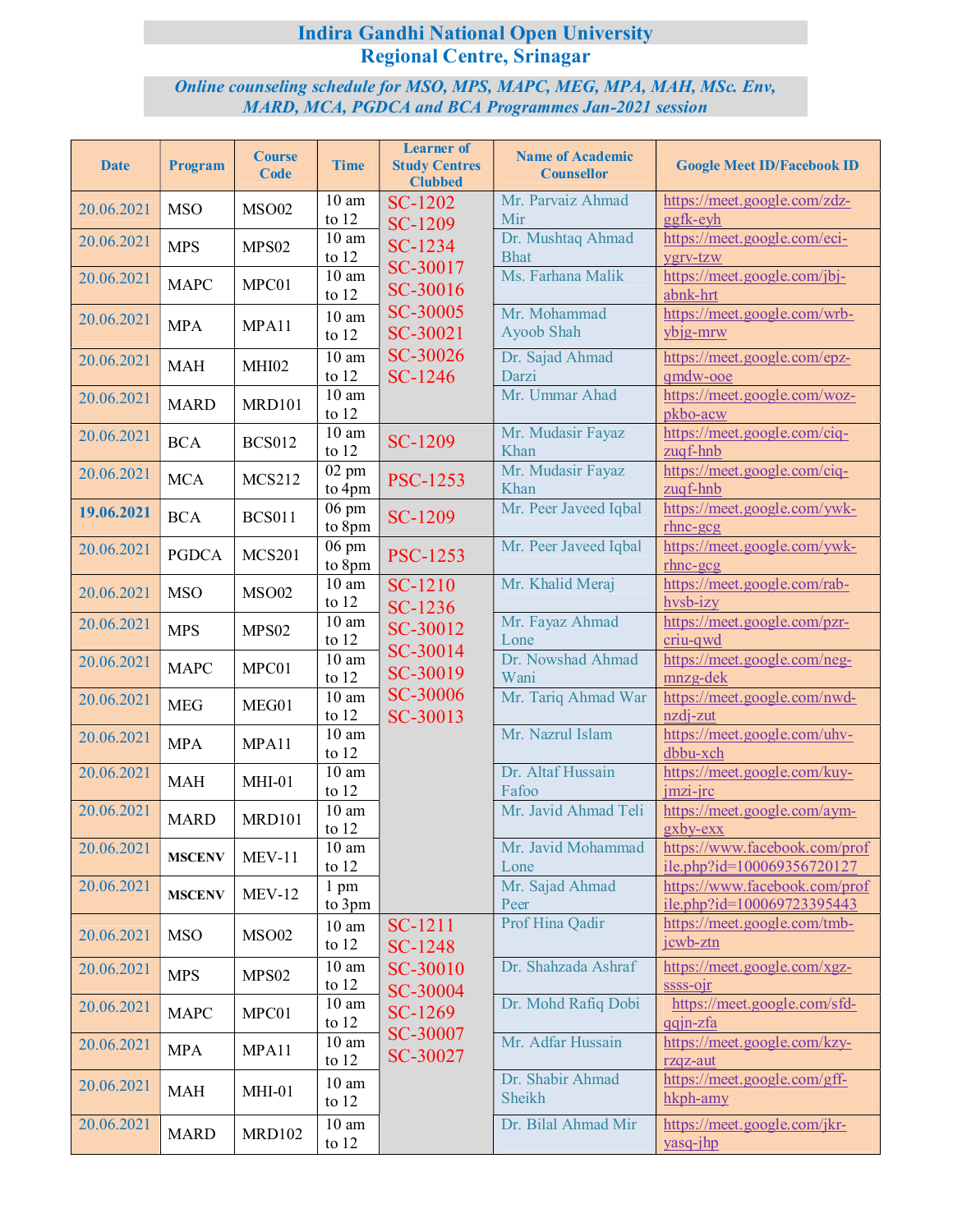# Indira Gandhi National Open University
## Regional Centre, Srinagar

***Online counseling schedule for MSO, MPS, MAPC, MEG, MPA, MAH, MSc. Env, MARD, MCA, PGDCA and BCA Programmes Jan-2021 session***

| Date | Program | Course Code | Time | Learner of Study Centres Clubbed | Name of Academic Counsellor | Google Meet ID/Facebook ID |
|---|---|---|---|---|---|---|
| 20.06.2021 | MSO | MSO02 | 10 am to 12 | SC-1202 SC-1209 SC-1234 SC-30017 SC-30016 SC-30005 SC-30021 SC-30026 SC-1246 | Mr. Parvaiz Ahmad Mir | https://meet.google.com/zdz-ggfk-eyh |
| 20.06.2021 | MPS | MPS02 | 10 am to 12 | | Dr. Mushtaq Ahmad Bhat | https://meet.google.com/eci-ygrv-tzw |
| 20.06.2021 | MAPC | MPC01 | 10 am to 12 | | Ms. Farhana Malik | https://meet.google.com/jbj-abnk-hrt |
| 20.06.2021 | MPA | MPA11 | 10 am to 12 | | Mr. Mohammad Ayoob Shah | https://meet.google.com/wrb-ybjg-mrw |
| 20.06.2021 | MAH | MHI02 | 10 am to 12 | | Dr. Sajad Ahmad Darzi | https://meet.google.com/epz-qmdw-ooe |
| 20.06.2021 | MARD | MRD101 | 10 am to 12 | | Mr. Ummar Ahad | https://meet.google.com/woz-pkbo-acw |
| 20.06.2021 | BCA | BCS012 | 10 am to 12 | SC-1209 | Mr. Mudasir Fayaz Khan | https://meet.google.com/ciq-zuqf-hnb |
| 20.06.2021 | MCA | MCS212 | 02 pm to 4pm | PSC-1253 | Mr. Mudasir Fayaz Khan | https://meet.google.com/ciq-zuqf-hnb |
| **19.06.2021** | BCA | BCS011 | 06 pm to 8pm | SC-1209 | Mr. Peer Javeed Iqbal | https://meet.google.com/ywk-rhnc-gcg |
| 20.06.2021 | PGDCA | MCS201 | 06 pm to 8pm | PSC-1253 | Mr. Peer Javeed Iqbal | https://meet.google.com/ywk-rhnc-gcg |
| 20.06.2021 | MSO | MSO02 | 10 am to 12 | SC-1210 SC-1236 SC-30012 SC-30014 SC-30019 SC-30006 SC-30013 | Mr. Khalid Meraj | https://meet.google.com/rab-hvsb-izy |
| 20.06.2021 | MPS | MPS02 | 10 am to 12 | | Mr. Fayaz Ahmad Lone | https://meet.google.com/pzr-criu-qwd |
| 20.06.2021 | MAPC | MPC01 | 10 am to 12 | | Dr. Nowshad Ahmad Wani | https://meet.google.com/neg-mnzg-dek |
| 20.06.2021 | MEG | MEG01 | 10 am to 12 | | Mr. Tariq Ahmad War | https://meet.google.com/nwd-nzdj-zut |
| 20.06.2021 | MPA | MPA11 | 10 am to 12 | | Mr. Nazrul Islam | https://meet.google.com/uhv-dbbu-xch |
| 20.06.2021 | MAH | MHI-01 | 10 am to 12 | | Dr. Altaf Hussain Fafoo | https://meet.google.com/kuy-jmzi-jrc |
| 20.06.2021 | MARD | MRD101 | 10 am to 12 | | Mr. Javid Ahmad Teli | https://meet.google.com/aym-gxby-exx |
| 20.06.2021 | **MSCENV** | MEV-11 | 10 am to 12 | | Mr. Javid Mohammad Lone | https://www.facebook.com/profile.php?id=100069356720127 |
| 20.06.2021 | **MSCENV** | MEV-12 | 1 pm to 3pm | | Mr. Sajad Ahmad Peer | https://www.facebook.com/profile.php?id=100069723395443 |
| 20.06.2021 | MSO | MSO02 | 10 am to 12 | SC-1211 SC-1248 SC-30010 SC-30004 SC-1269 SC-30007 SC-30027 | Prof Hina Qadir | https://meet.google.com/tmb-jcwb-ztn |
| 20.06.2021 | MPS | MPS02 | 10 am to 12 | | Dr. Shahzada Ashraf | https://meet.google.com/xgz-ssss-ojr |
| 20.06.2021 | MAPC | MPC01 | 10 am to 12 | | Dr. Mohd Rafiq Dobi | https://meet.google.com/sfd-qqjn-zfa |
| 20.06.2021 | MPA | MPA11 | 10 am to 12 | | Mr. Adfar Hussain | https://meet.google.com/kzy-rzqz-aut |
| 20.06.2021 | MAH | MHI-01 | 10 am to 12 | | Dr. Shabir Ahmad Sheikh | https://meet.google.com/gff-hkph-amy |
| 20.06.2021 | MARD | MRD102 | 10 am to 12 | | Dr. Bilal Ahmad Mir | https://meet.google.com/jkr-yasq-jhp |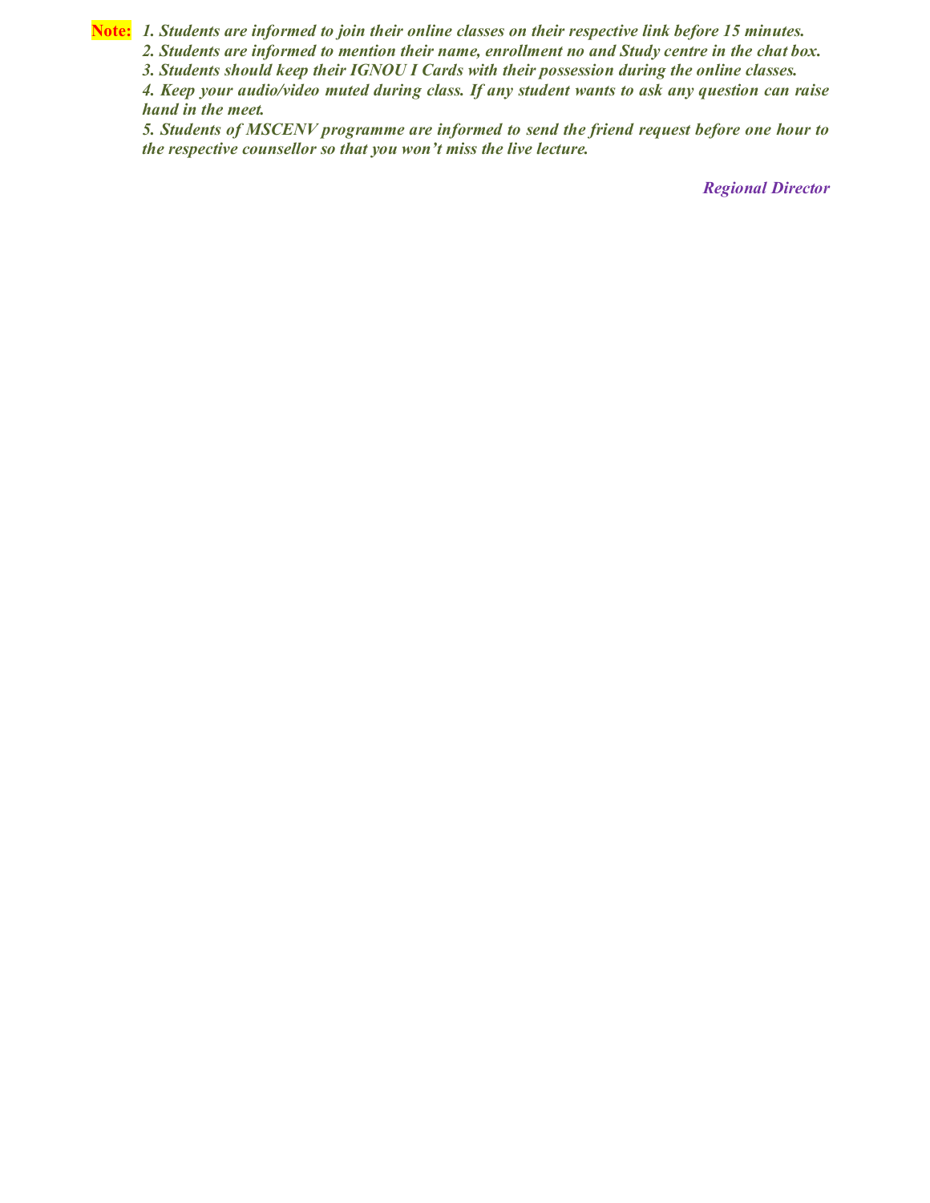**Note:** ***1. Students are informed to join their online classes on their respective link before 15 minutes.***
***2. Students are informed to mention their name, enrollment no and Study centre in the chat box.***
***3. Students should keep their IGNOU I Cards with their possession during the online classes.***
***4. Keep your audio/video muted during class. If any student wants to ask any question can raise hand in the meet.***
***5. Students of MSCENV programme are informed to send the friend request before one hour to the respective counsellor so that you won't miss the live lecture.***

***Regional Director***